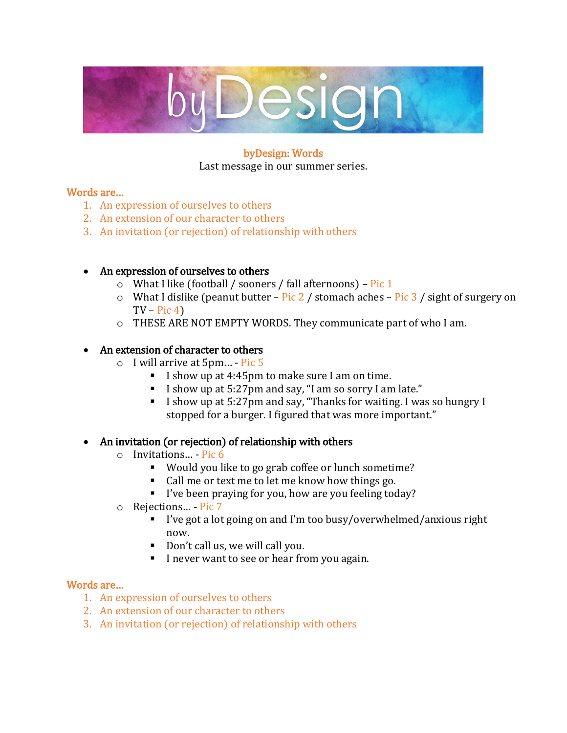byDesign

**byDesign: Words**

Last message in our summer series.

**Words are…**

1. An expression of ourselves to others
2. An extension of our character to others
3. An invitation (or rejection) of relationship with others

- **An expression of ourselves to others**
  - What I like (football / sooners / fall afternoons) – Pic 1
  - What I dislike (peanut butter – Pic 2 / stomach aches – Pic 3 / sight of surgery on TV – Pic 4)
  - THESE ARE NOT EMPTY WORDS. They communicate part of who I am.

- **An extension of character to others**
  - I will arrive at 5pm… - Pic 5
    - I show up at 4:45pm to make sure I am on time.
    - I show up at 5:27pm and say, "I am so sorry I am late."
    - I show up at 5:27pm and say, "Thanks for waiting. I was so hungry I stopped for a burger. I figured that was more important."

- **An invitation (or rejection) of relationship with others**
  - Invitations… - Pic 6
    - Would you like to go grab coffee or lunch sometime?
    - Call me or text me to let me know how things go.
    - I've been praying for you, how are you feeling today?
  - Rejections… - Pic 7
    - I've got a lot going on and I'm too busy/overwhelmed/anxious right now.
    - Don't call us, we will call you.
    - I never want to see or hear from you again.

**Words are…**

1. An expression of ourselves to others
2. An extension of our character to others
3. An invitation (or rejection) of relationship with others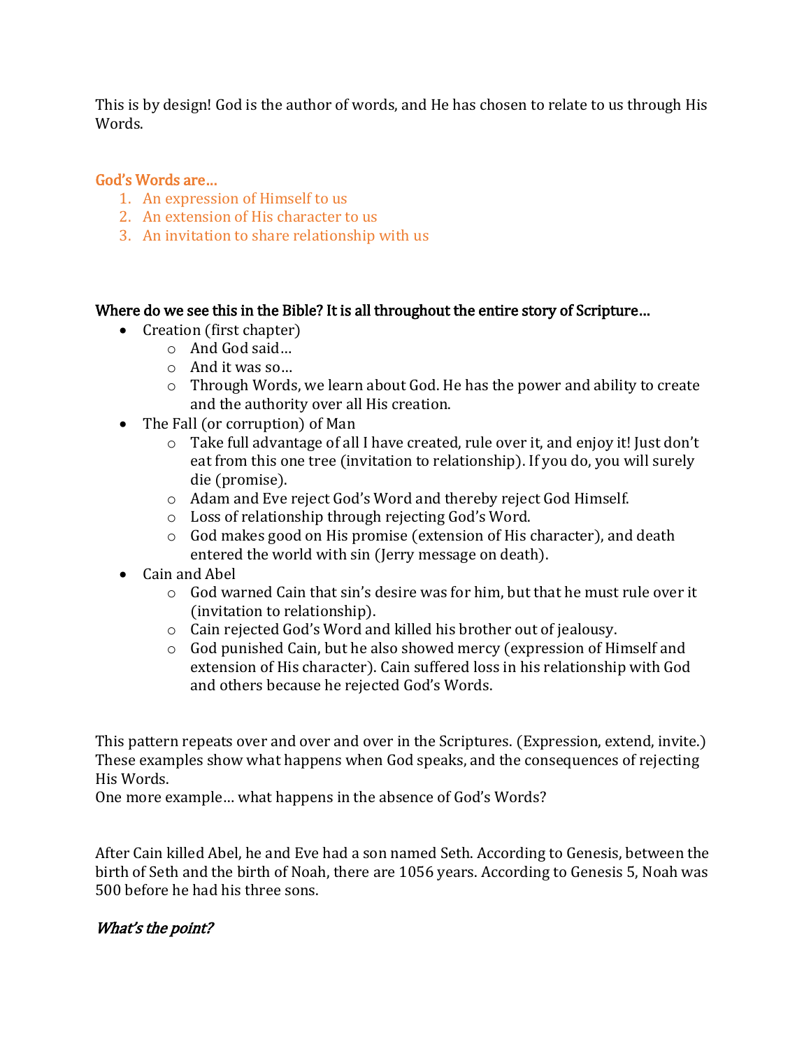This is by design! God is the author of words, and He has chosen to relate to us through His Words.

### God's Words are…

1. An expression of Himself to us
2. An extension of His character to us
3. An invitation to share relationship with us

### Where do we see this in the Bible? It is all throughout the entire story of Scripture…

- Creation (first chapter)
  - And God said…
  - And it was so…
  - Through Words, we learn about God. He has the power and ability to create and the authority over all His creation.
- The Fall (or corruption) of Man
  - Take full advantage of all I have created, rule over it, and enjoy it! Just don't eat from this one tree (invitation to relationship). If you do, you will surely die (promise).
  - Adam and Eve reject God's Word and thereby reject God Himself.
  - Loss of relationship through rejecting God's Word.
  - God makes good on His promise (extension of His character), and death entered the world with sin (Jerry message on death).
- Cain and Abel
  - God warned Cain that sin's desire was for him, but that he must rule over it (invitation to relationship).
  - Cain rejected God's Word and killed his brother out of jealousy.
  - God punished Cain, but he also showed mercy (expression of Himself and extension of His character). Cain suffered loss in his relationship with God and others because he rejected God's Words.

This pattern repeats over and over and over in the Scriptures. (Expression, extend, invite.) These examples show what happens when God speaks, and the consequences of rejecting His Words.
One more example… what happens in the absence of God's Words?

After Cain killed Abel, he and Eve had a son named Seth. According to Genesis, between the birth of Seth and the birth of Noah, there are 1056 years. According to Genesis 5, Noah was 500 before he had his three sons.

### *What's the point?*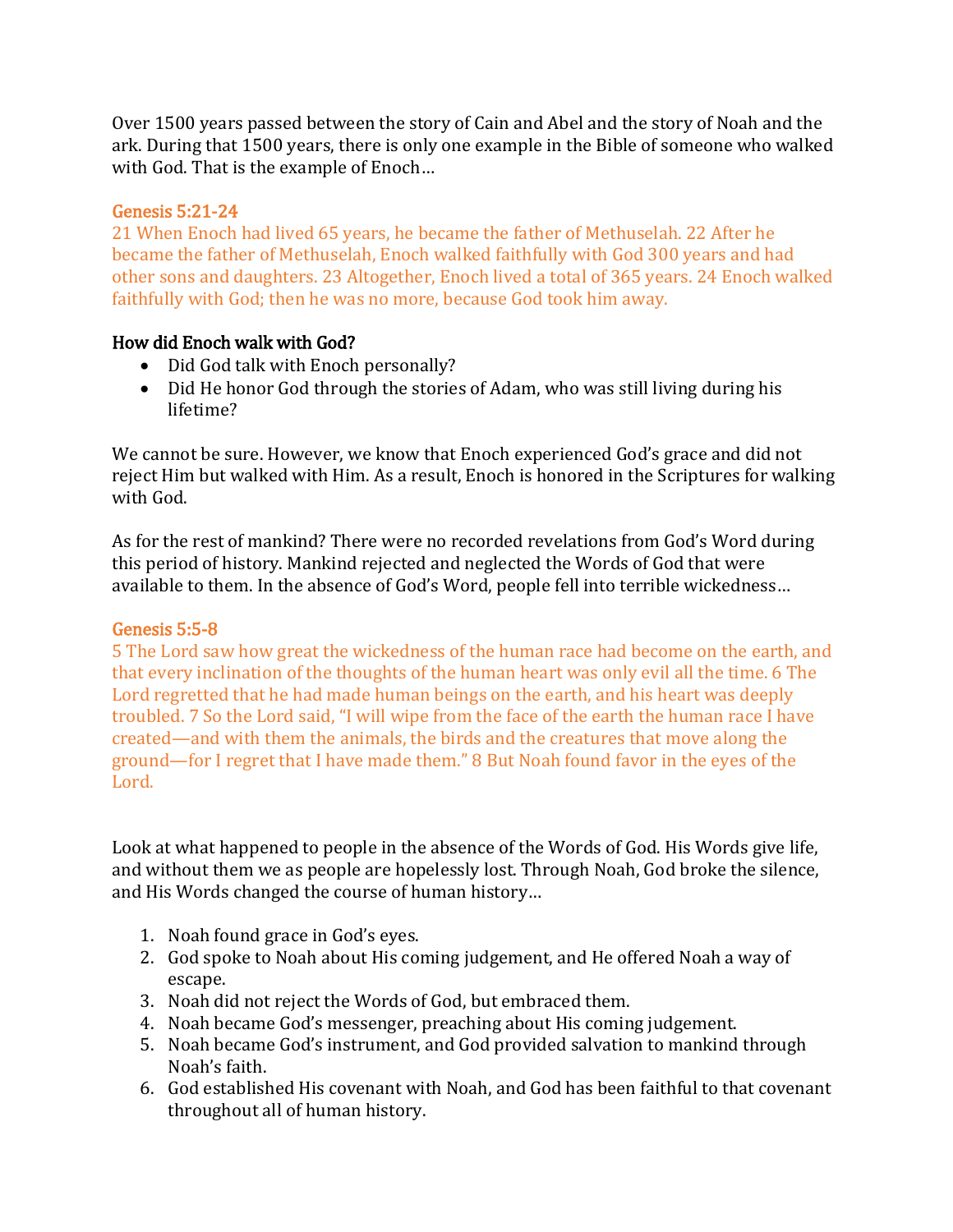Over 1500 years passed between the story of Cain and Abel and the story of Noah and the ark. During that 1500 years, there is only one example in the Bible of someone who walked with God. That is the example of Enoch…

### Genesis 5:21-24

21 When Enoch had lived 65 years, he became the father of Methuselah. 22 After he became the father of Methuselah, Enoch walked faithfully with God 300 years and had other sons and daughters. 23 Altogether, Enoch lived a total of 365 years. 24 Enoch walked faithfully with God; then he was no more, because God took him away.

### How did Enoch walk with God?

- Did God talk with Enoch personally?
- Did He honor God through the stories of Adam, who was still living during his lifetime?

We cannot be sure. However, we know that Enoch experienced God's grace and did not reject Him but walked with Him. As a result, Enoch is honored in the Scriptures for walking with God.

As for the rest of mankind? There were no recorded revelations from God's Word during this period of history. Mankind rejected and neglected the Words of God that were available to them. In the absence of God's Word, people fell into terrible wickedness…

### Genesis 5:5-8

5 The Lord saw how great the wickedness of the human race had become on the earth, and that every inclination of the thoughts of the human heart was only evil all the time. 6 The Lord regretted that he had made human beings on the earth, and his heart was deeply troubled. 7 So the Lord said, "I will wipe from the face of the earth the human race I have created—and with them the animals, the birds and the creatures that move along the ground—for I regret that I have made them." 8 But Noah found favor in the eyes of the Lord.

Look at what happened to people in the absence of the Words of God. His Words give life, and without them we as people are hopelessly lost. Through Noah, God broke the silence, and His Words changed the course of human history…

1. Noah found grace in God's eyes.
2. God spoke to Noah about His coming judgement, and He offered Noah a way of escape.
3. Noah did not reject the Words of God, but embraced them.
4. Noah became God's messenger, preaching about His coming judgement.
5. Noah became God's instrument, and God provided salvation to mankind through Noah's faith.
6. God established His covenant with Noah, and God has been faithful to that covenant throughout all of human history.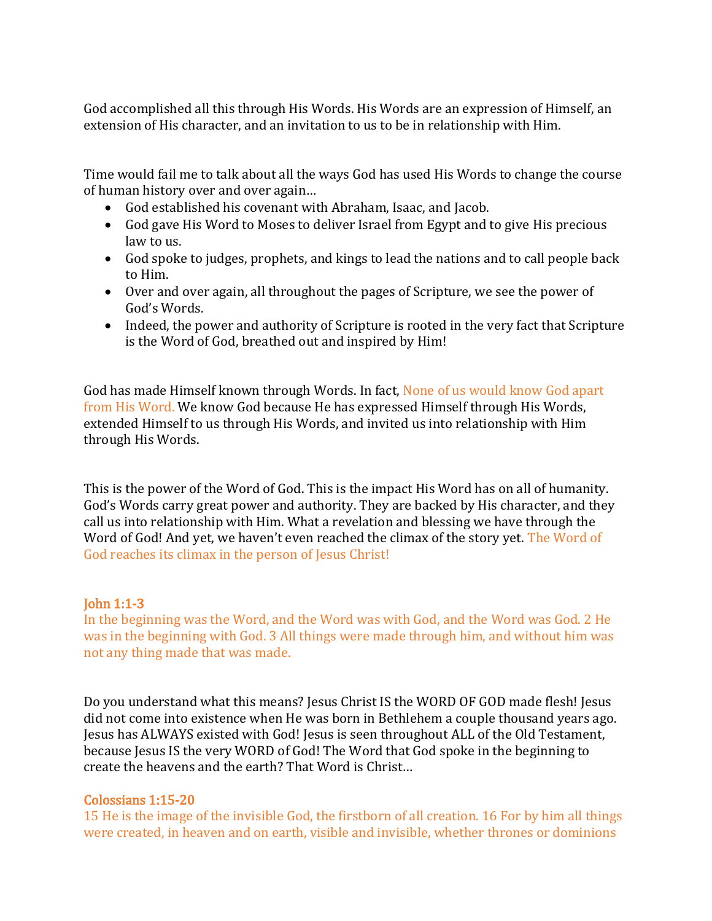God accomplished all this through His Words. His Words are an expression of Himself, an extension of His character, and an invitation to us to be in relationship with Him.

Time would fail me to talk about all the ways God has used His Words to change the course of human history over and over again…

- God established his covenant with Abraham, Isaac, and Jacob.
- God gave His Word to Moses to deliver Israel from Egypt and to give His precious law to us.
- God spoke to judges, prophets, and kings to lead the nations and to call people back to Him.
- Over and over again, all throughout the pages of Scripture, we see the power of God's Words.
- Indeed, the power and authority of Scripture is rooted in the very fact that Scripture is the Word of God, breathed out and inspired by Him!

God has made Himself known through Words. In fact, None of us would know God apart from His Word. We know God because He has expressed Himself through His Words, extended Himself to us through His Words, and invited us into relationship with Him through His Words.

This is the power of the Word of God. This is the impact His Word has on all of humanity. God's Words carry great power and authority. They are backed by His character, and they call us into relationship with Him. What a revelation and blessing we have through the Word of God! And yet, we haven't even reached the climax of the story yet. The Word of God reaches its climax in the person of Jesus Christ!

### John 1:1-3

In the beginning was the Word, and the Word was with God, and the Word was God. 2 He was in the beginning with God. 3 All things were made through him, and without him was not any thing made that was made.

Do you understand what this means? Jesus Christ IS the WORD OF GOD made flesh! Jesus did not come into existence when He was born in Bethlehem a couple thousand years ago. Jesus has ALWAYS existed with God! Jesus is seen throughout ALL of the Old Testament, because Jesus IS the very WORD of God! The Word that God spoke in the beginning to create the heavens and the earth? That Word is Christ…

### Colossians 1:15-20

15 He is the image of the invisible God, the firstborn of all creation. 16 For by him all things were created, in heaven and on earth, visible and invisible, whether thrones or dominions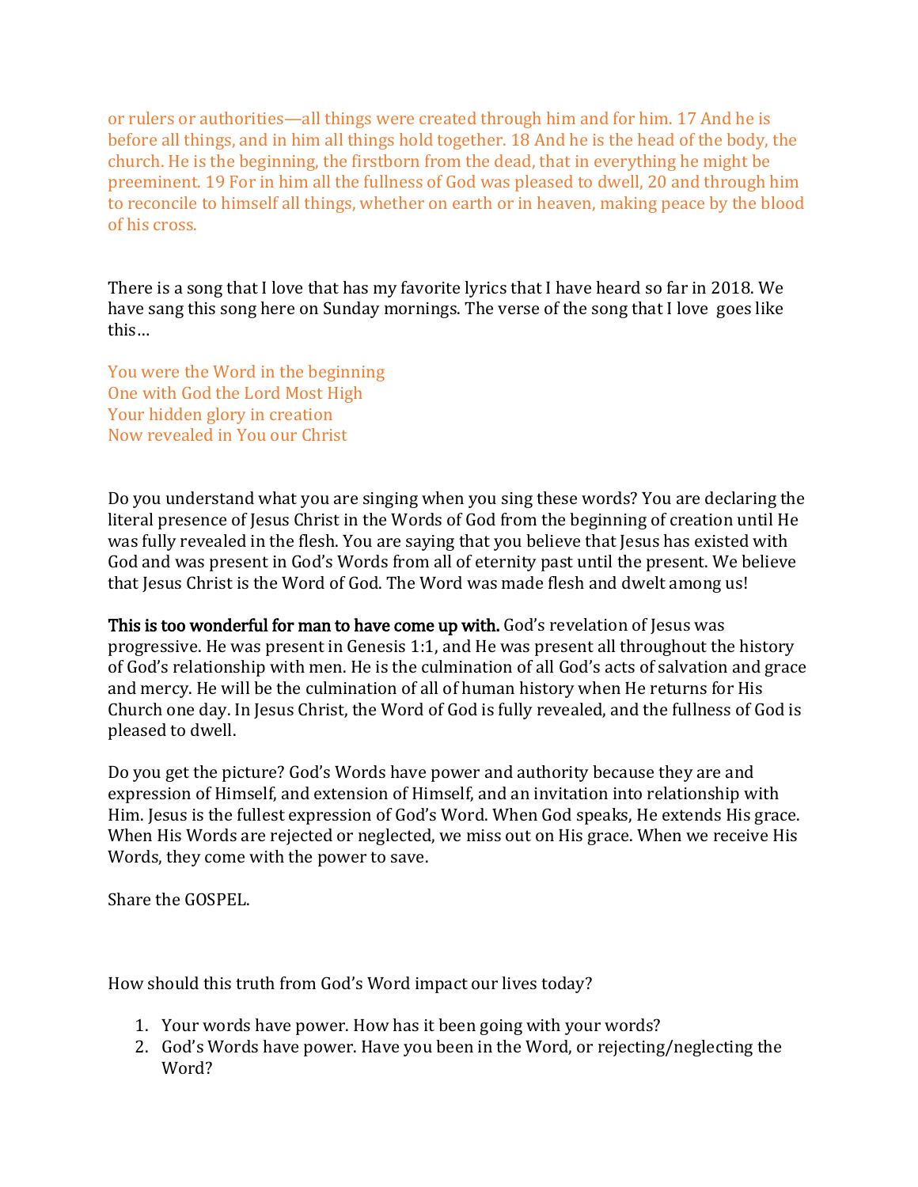or rulers or authorities—all things were created through him and for him. 17 And he is before all things, and in him all things hold together. 18 And he is the head of the body, the church. He is the beginning, the firstborn from the dead, that in everything he might be preeminent. 19 For in him all the fullness of God was pleased to dwell, 20 and through him to reconcile to himself all things, whether on earth or in heaven, making peace by the blood of his cross.

There is a song that I love that has my favorite lyrics that I have heard so far in 2018. We have sang this song here on Sunday mornings. The verse of the song that I love goes like this…

You were the Word in the beginning
One with God the Lord Most High
Your hidden glory in creation
Now revealed in You our Christ

Do you understand what you are singing when you sing these words? You are declaring the literal presence of Jesus Christ in the Words of God from the beginning of creation until He was fully revealed in the flesh. You are saying that you believe that Jesus has existed with God and was present in God's Words from all of eternity past until the present. We believe that Jesus Christ is the Word of God. The Word was made flesh and dwelt among us!

**This is too wonderful for man to have come up with.** God's revelation of Jesus was progressive. He was present in Genesis 1:1, and He was present all throughout the history of God's relationship with men. He is the culmination of all God's acts of salvation and grace and mercy. He will be the culmination of all of human history when He returns for His Church one day. In Jesus Christ, the Word of God is fully revealed, and the fullness of God is pleased to dwell.

Do you get the picture? God's Words have power and authority because they are and expression of Himself, and extension of Himself, and an invitation into relationship with Him. Jesus is the fullest expression of God's Word. When God speaks, He extends His grace. When His Words are rejected or neglected, we miss out on His grace. When we receive His Words, they come with the power to save.

Share the GOSPEL.

How should this truth from God's Word impact our lives today?

1. Your words have power. How has it been going with your words?
2. God's Words have power. Have you been in the Word, or rejecting/neglecting the Word?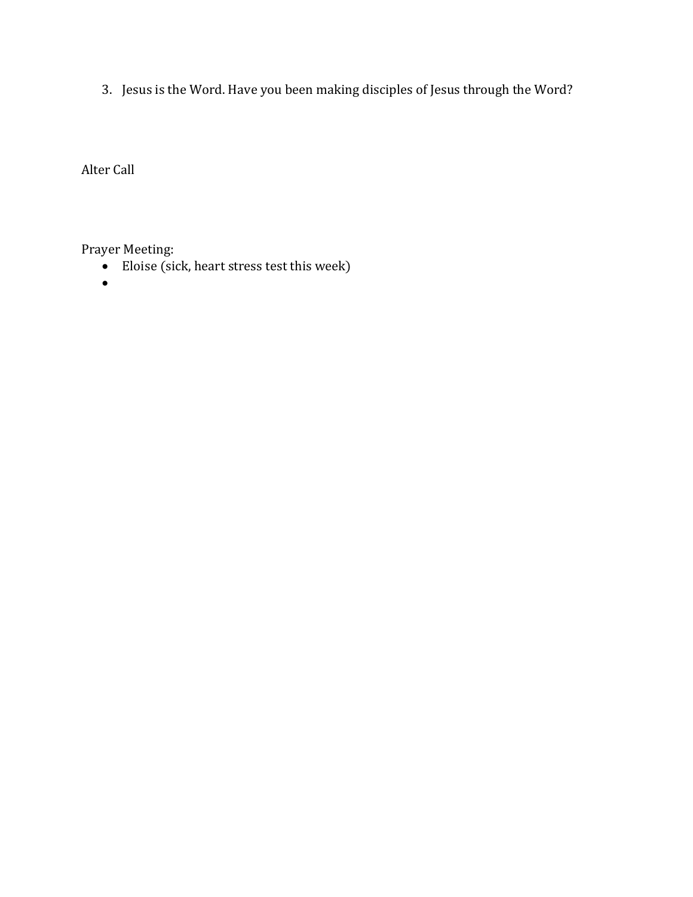3. Jesus is the Word. Have you been making disciples of Jesus through the Word?

Alter Call

Prayer Meeting:

- Eloise (sick, heart stress test this week)
-